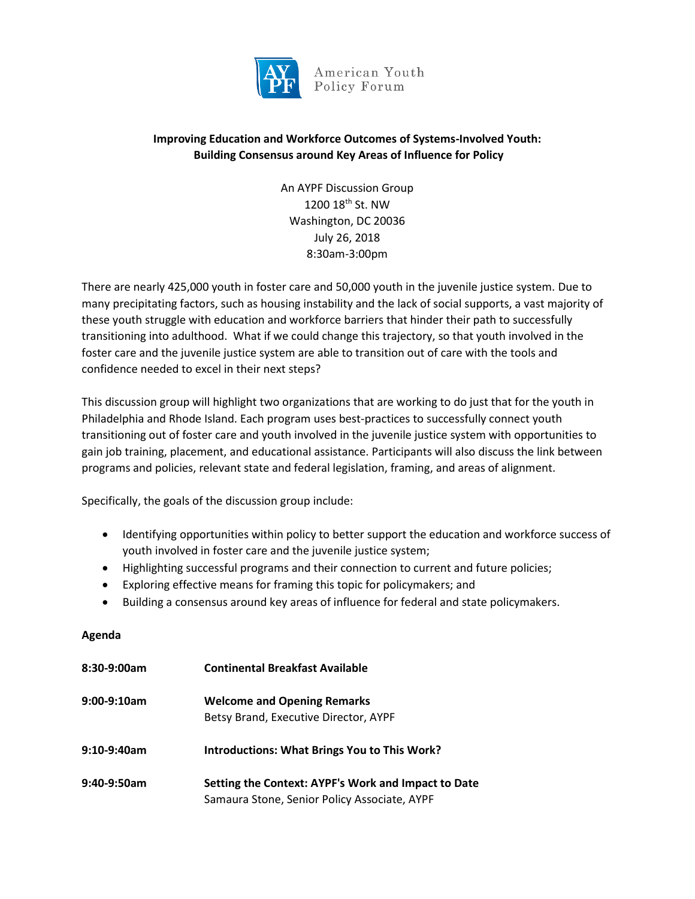American Youth Policy Forum

**Improving Education and Workforce Outcomes of Systems-Involved Youth: Building Consensus around Key Areas of Influence for Policy**

An AYPF Discussion Group
1200 18th St. NW
Washington, DC 20036
July 26, 2018
8:30am-3:00pm

There are nearly 425,000 youth in foster care and 50,000 youth in the juvenile justice system. Due to many precipitating factors, such as housing instability and the lack of social supports, a vast majority of these youth struggle with education and workforce barriers that hinder their path to successfully transitioning into adulthood. What if we could change this trajectory, so that youth involved in the foster care and the juvenile justice system are able to transition out of care with the tools and confidence needed to excel in their next steps?

This discussion group will highlight two organizations that are working to do just that for the youth in Philadelphia and Rhode Island. Each program uses best-practices to successfully connect youth transitioning out of foster care and youth involved in the juvenile justice system with opportunities to gain job training, placement, and educational assistance. Participants will also discuss the link between programs and policies, relevant state and federal legislation, framing, and areas of alignment.

Specifically, the goals of the discussion group include:

- Identifying opportunities within policy to better support the education and workforce success of youth involved in foster care and the juvenile justice system;
- Highlighting successful programs and their connection to current and future policies;
- Exploring effective means for framing this topic for policymakers; and
- Building a consensus around key areas of influence for federal and state policymakers.

**Agenda**

| | |
|---|---|
| **8:30-9:00am** | **Continental Breakfast Available** |
| **9:00-9:10am** | **Welcome and Opening Remarks**<br>Betsy Brand, Executive Director, AYPF |
| **9:10-9:40am** | **Introductions: What Brings You to This Work?** |
| **9:40-9:50am** | **Setting the Context: AYPF's Work and Impact to Date**<br>Samaura Stone, Senior Policy Associate, AYPF |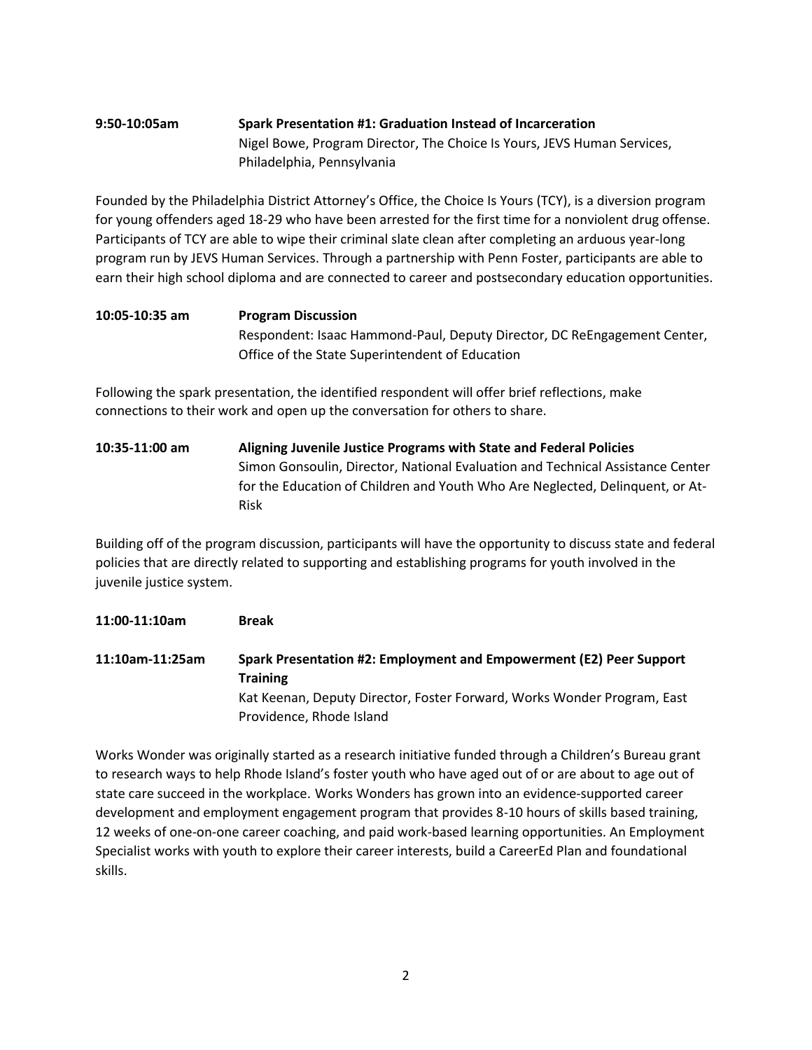**9:50-10:05am** **Spark Presentation #1: Graduation Instead of Incarceration**
Nigel Bowe, Program Director, The Choice Is Yours, JEVS Human Services, Philadelphia, Pennsylvania

Founded by the Philadelphia District Attorney's Office, the Choice Is Yours (TCY), is a diversion program for young offenders aged 18-29 who have been arrested for the first time for a nonviolent drug offense. Participants of TCY are able to wipe their criminal slate clean after completing an arduous year-long program run by JEVS Human Services. Through a partnership with Penn Foster, participants are able to earn their high school diploma and are connected to career and postsecondary education opportunities.

**10:05-10:35 am** **Program Discussion**
Respondent: Isaac Hammond-Paul, Deputy Director, DC ReEngagement Center, Office of the State Superintendent of Education

Following the spark presentation, the identified respondent will offer brief reflections, make connections to their work and open up the conversation for others to share.

**10:35-11:00 am** **Aligning Juvenile Justice Programs with State and Federal Policies**
Simon Gonsoulin, Director, National Evaluation and Technical Assistance Center for the Education of Children and Youth Who Are Neglected, Delinquent, or At-Risk

Building off of the program discussion, participants will have the opportunity to discuss state and federal policies that are directly related to supporting and establishing programs for youth involved in the juvenile justice system.

**11:00-11:10am** **Break**

**11:10am-11:25am** **Spark Presentation #2: Employment and Empowerment (E2) Peer Support Training**
Kat Keenan, Deputy Director, Foster Forward, Works Wonder Program, East Providence, Rhode Island

Works Wonder was originally started as a research initiative funded through a Children's Bureau grant to research ways to help Rhode Island's foster youth who have aged out of or are about to age out of state care succeed in the workplace. Works Wonders has grown into an evidence-supported career development and employment engagement program that provides 8-10 hours of skills based training, 12 weeks of one-on-one career coaching, and paid work-based learning opportunities. An Employment Specialist works with youth to explore their career interests, build a CareerEd Plan and foundational skills.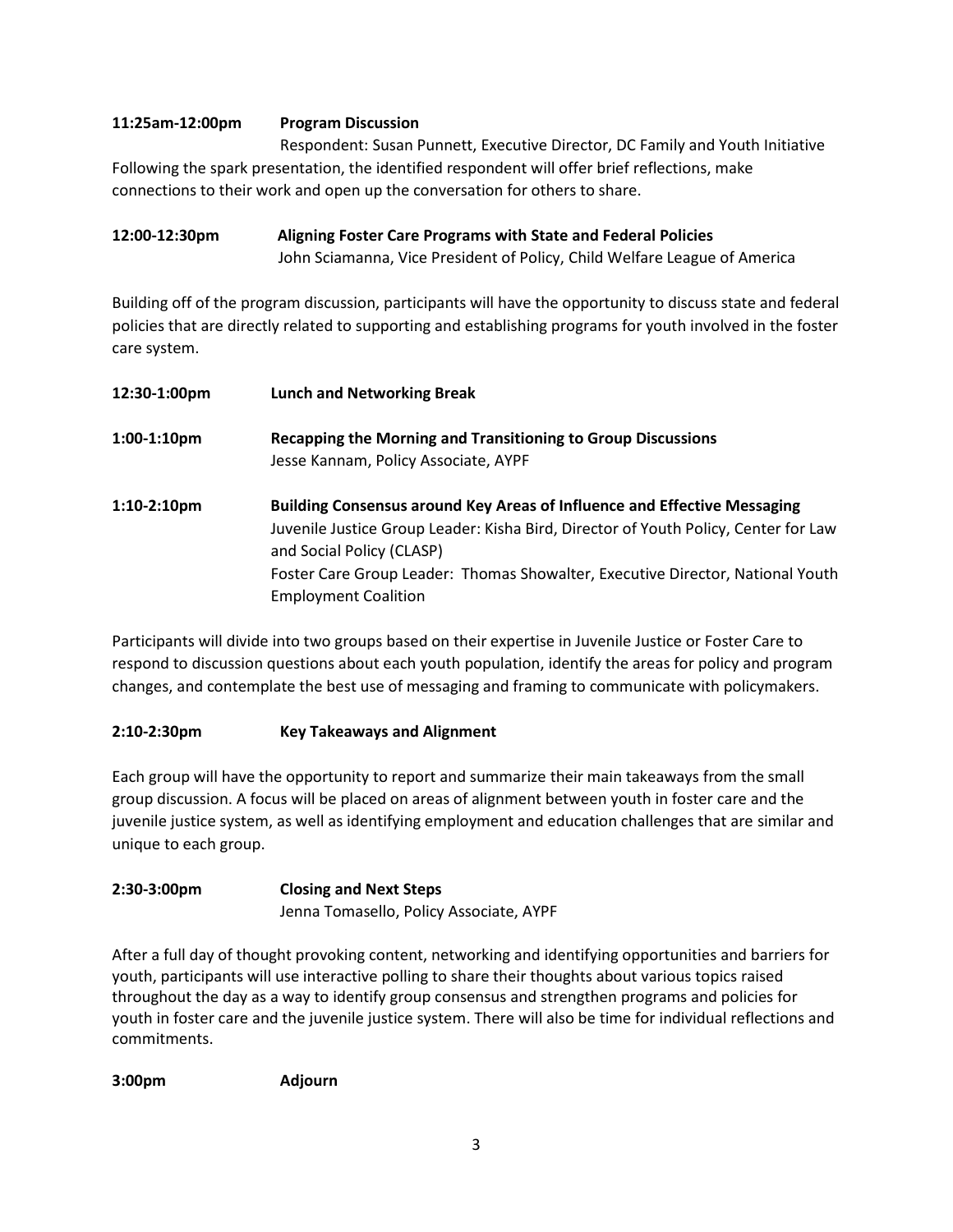**11:25am-12:00pm Program Discussion**

Respondent: Susan Punnett, Executive Director, DC Family and Youth Initiative

Following the spark presentation, the identified respondent will offer brief reflections, make connections to their work and open up the conversation for others to share.

**12:00-12:30pm Aligning Foster Care Programs with State and Federal Policies**

John Sciamanna, Vice President of Policy, Child Welfare League of America

Building off of the program discussion, participants will have the opportunity to discuss state and federal policies that are directly related to supporting and establishing programs for youth involved in the foster care system.

**12:30-1:00pm Lunch and Networking Break**

**1:00-1:10pm Recapping the Morning and Transitioning to Group Discussions**

Jesse Kannam, Policy Associate, AYPF

**1:10-2:10pm Building Consensus around Key Areas of Influence and Effective Messaging**

Juvenile Justice Group Leader: Kisha Bird, Director of Youth Policy, Center for Law and Social Policy (CLASP)

Foster Care Group Leader: Thomas Showalter, Executive Director, National Youth Employment Coalition

Participants will divide into two groups based on their expertise in Juvenile Justice or Foster Care to respond to discussion questions about each youth population, identify the areas for policy and program changes, and contemplate the best use of messaging and framing to communicate with policymakers.

**2:10-2:30pm Key Takeaways and Alignment**

Each group will have the opportunity to report and summarize their main takeaways from the small group discussion. A focus will be placed on areas of alignment between youth in foster care and the juvenile justice system, as well as identifying employment and education challenges that are similar and unique to each group.

**2:30-3:00pm Closing and Next Steps**

Jenna Tomasello, Policy Associate, AYPF

After a full day of thought provoking content, networking and identifying opportunities and barriers for youth, participants will use interactive polling to share their thoughts about various topics raised throughout the day as a way to identify group consensus and strengthen programs and policies for youth in foster care and the juvenile justice system. There will also be time for individual reflections and commitments.

**3:00pm Adjourn**